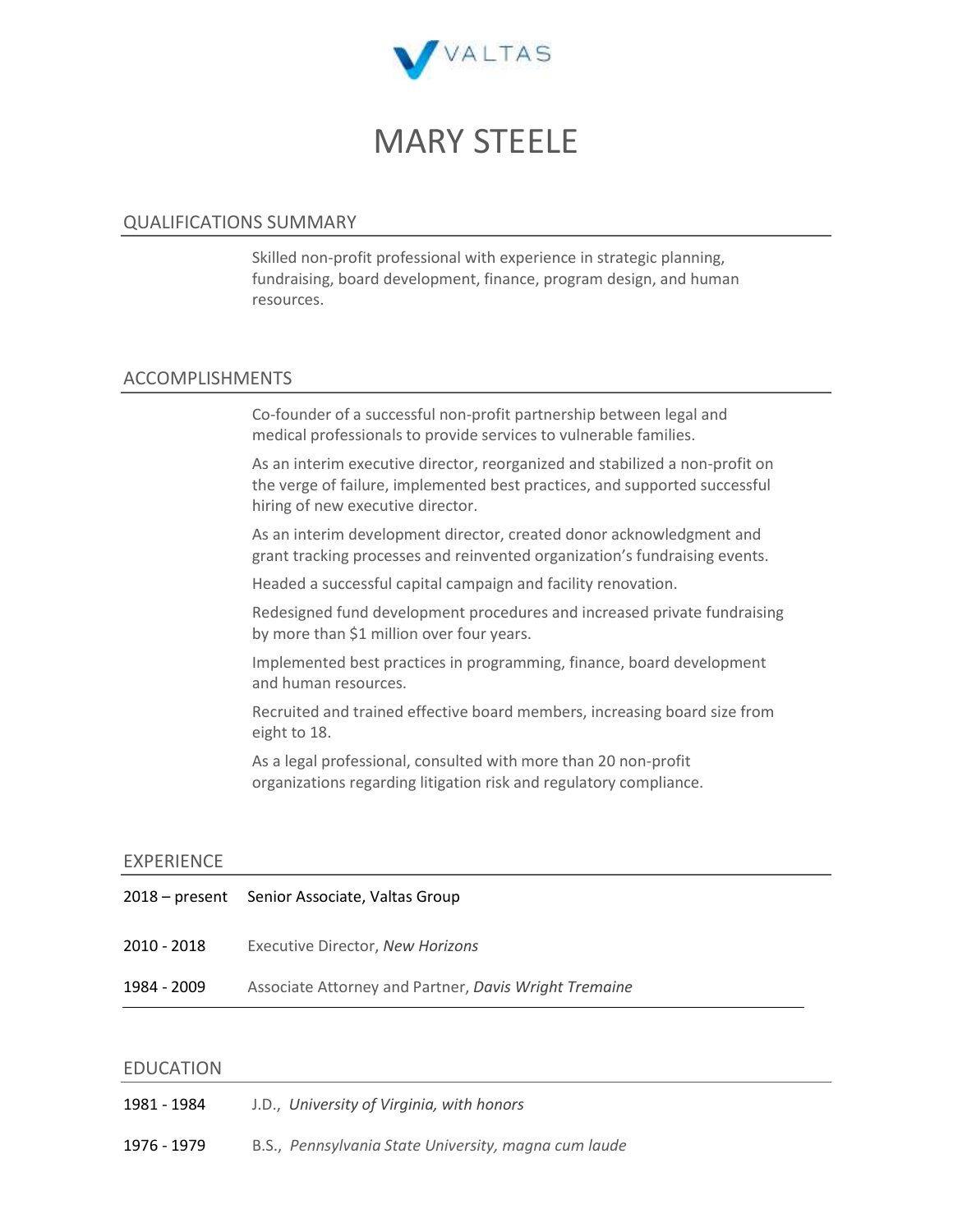VALTAS

# MARY STEELE

## QUALIFICATIONS SUMMARY

Skilled non-profit professional with experience in strategic planning, fundraising, board development, finance, program design, and human resources.

## ACCOMPLISHMENTS

Co-founder of a successful non-profit partnership between legal and medical professionals to provide services to vulnerable families.

As an interim executive director, reorganized and stabilized a non-profit on the verge of failure, implemented best practices, and supported successful hiring of new executive director.

As an interim development director, created donor acknowledgment and grant tracking processes and reinvented organization's fundraising events.

Headed a successful capital campaign and facility renovation.

Redesigned fund development procedures and increased private fundraising by more than $1 million over four years.

Implemented best practices in programming, finance, board development and human resources.

Recruited and trained effective board members, increasing board size from eight to 18.

As a legal professional, consulted with more than 20 non-profit organizations regarding litigation risk and regulatory compliance.

## EXPERIENCE

| | |
|---|---|
| 2018 – present | Senior Associate, Valtas Group |
| 2010 - 2018 | Executive Director, *New Horizons* |
| 1984 - 2009 | Associate Attorney and Partner, *Davis Wright Tremaine* |

## EDUCATION

| | |
|---|---|
| 1981 - 1984 | J.D., *University of Virginia, with honors* |
| 1976 - 1979 | B.S., *Pennsylvania State University, magna cum laude* |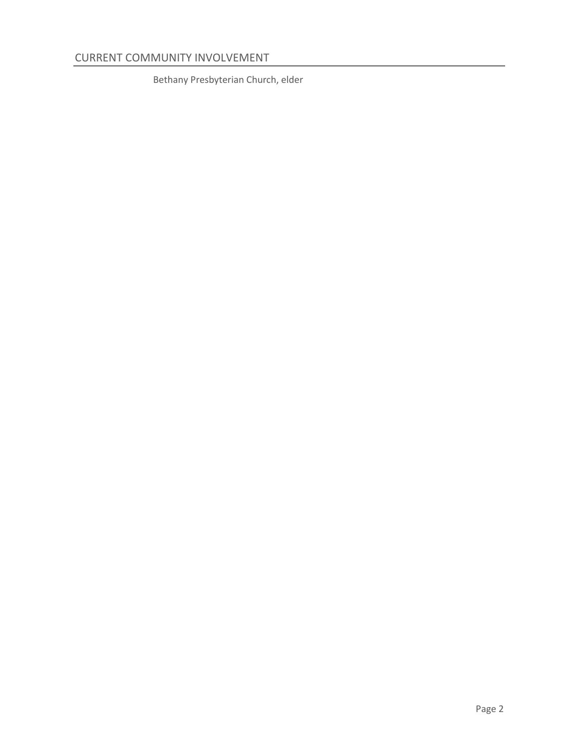## CURRENT COMMUNITY INVOLVEMENT

Bethany Presbyterian Church, elder